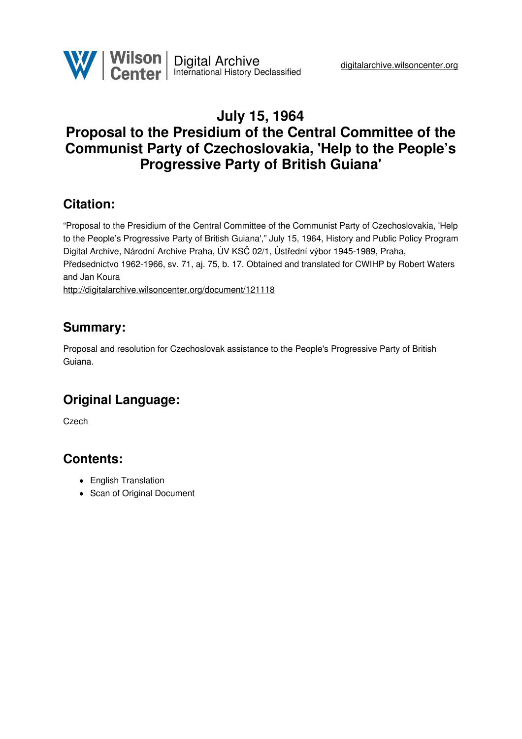Wilson Center | Digital Archive
International History Declassified

digitalarchive.wilsoncenter.org

# July 15, 1964
# Proposal to the Presidium of the Central Committee of the Communist Party of Czechoslovakia, 'Help to the People's Progressive Party of British Guiana'

## Citation:

"Proposal to the Presidium of the Central Committee of the Communist Party of Czechoslovakia, 'Help to the People's Progressive Party of British Guiana'," July 15, 1964, History and Public Policy Program Digital Archive, Národní Archive Praha, ÚV KSČ 02/1, Ústřední výbor 1945-1989, Praha, Předsednictvo 1962-1966, sv. 71, aj. 75, b. 17. Obtained and translated for CWIHP by Robert Waters and Jan Koura
http://digitalarchive.wilsoncenter.org/document/121118

## Summary:

Proposal and resolution for Czechoslovak assistance to the People's Progressive Party of British Guiana.

## Original Language:

Czech

## Contents:

- English Translation
- Scan of Original Document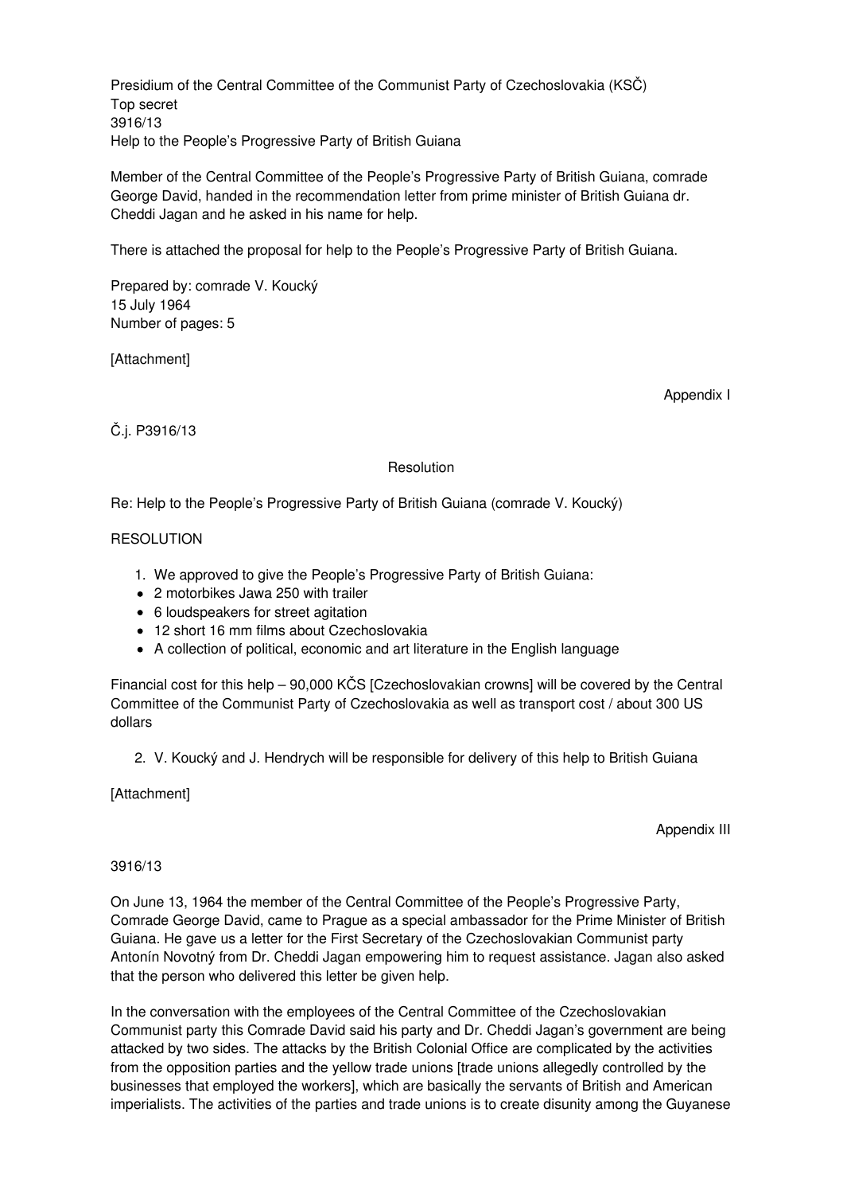Presidium of the Central Committee of the Communist Party of Czechoslovakia (KSČ)
Top secret
3916/13
Help to the People's Progressive Party of British Guiana

Member of the Central Committee of the People's Progressive Party of British Guiana, comrade George David, handed in the recommendation letter from prime minister of British Guiana dr. Cheddi Jagan and he asked in his name for help.

There is attached the proposal for help to the People's Progressive Party of British Guiana.

Prepared by: comrade V. Koucký
15 July 1964
Number of pages: 5

[Attachment]

Appendix I

Č.j. P3916/13

Resolution

Re: Help to the People's Progressive Party of British Guiana (comrade V. Koucký)

RESOLUTION

1. We approved to give the People's Progressive Party of British Guiana:
   - 2 motorbikes Jawa 250 with trailer
   - 6 loudspeakers for street agitation
   - 12 short 16 mm films about Czechoslovakia
   - A collection of political, economic and art literature in the English language

Financial cost for this help – 90,000 KČS [Czechoslovakian crowns] will be covered by the Central Committee of the Communist Party of Czechoslovakia as well as transport cost / about 300 US dollars

2. V. Koucký and J. Hendrych will be responsible for delivery of this help to British Guiana

[Attachment]

Appendix III

3916/13

On June 13, 1964 the member of the Central Committee of the People's Progressive Party, Comrade George David, came to Prague as a special ambassador for the Prime Minister of British Guiana. He gave us a letter for the First Secretary of the Czechoslovakian Communist party Antonín Novotný from Dr. Cheddi Jagan empowering him to request assistance. Jagan also asked that the person who delivered this letter be given help.

In the conversation with the employees of the Central Committee of the Czechoslovakian Communist party this Comrade David said his party and Dr. Cheddi Jagan's government are being attacked by two sides. The attacks by the British Colonial Office are complicated by the activities from the opposition parties and the yellow trade unions [trade unions allegedly controlled by the businesses that employed the workers], which are basically the servants of British and American imperialists. The activities of the parties and trade unions is to create disunity among the Guyanese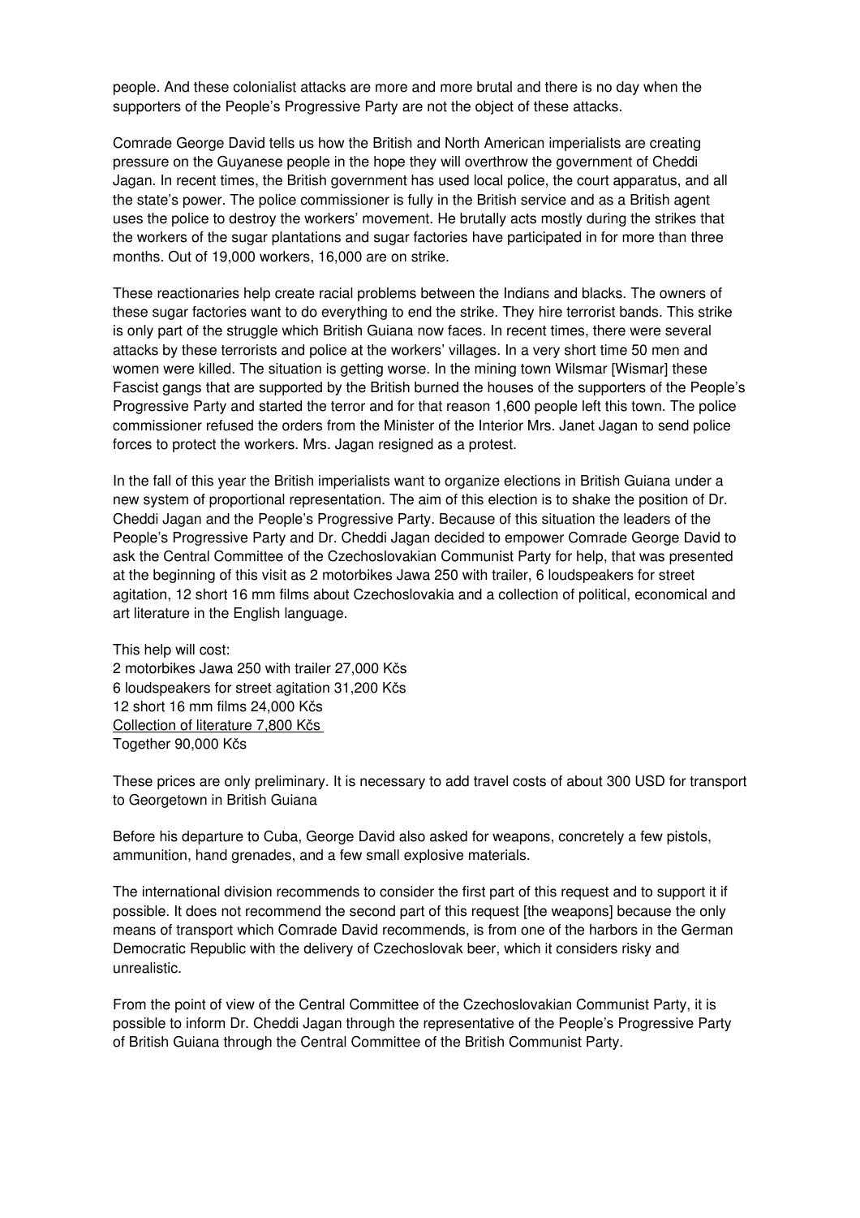people. And these colonialist attacks are more and more brutal and there is no day when the supporters of the People's Progressive Party are not the object of these attacks.

Comrade George David tells us how the British and North American imperialists are creating pressure on the Guyanese people in the hope they will overthrow the government of Cheddi Jagan. In recent times, the British government has used local police, the court apparatus, and all the state's power. The police commissioner is fully in the British service and as a British agent uses the police to destroy the workers' movement. He brutally acts mostly during the strikes that the workers of the sugar plantations and sugar factories have participated in for more than three months. Out of 19,000 workers, 16,000 are on strike.

These reactionaries help create racial problems between the Indians and blacks. The owners of these sugar factories want to do everything to end the strike. They hire terrorist bands. This strike is only part of the struggle which British Guiana now faces. In recent times, there were several attacks by these terrorists and police at the workers' villages. In a very short time 50 men and women were killed. The situation is getting worse. In the mining town Wilsmar [Wismar] these Fascist gangs that are supported by the British burned the houses of the supporters of the People's Progressive Party and started the terror and for that reason 1,600 people left this town. The police commissioner refused the orders from the Minister of the Interior Mrs. Janet Jagan to send police forces to protect the workers. Mrs. Jagan resigned as a protest.

In the fall of this year the British imperialists want to organize elections in British Guiana under a new system of proportional representation. The aim of this election is to shake the position of Dr. Cheddi Jagan and the People's Progressive Party. Because of this situation the leaders of the People's Progressive Party and Dr. Cheddi Jagan decided to empower Comrade George David to ask the Central Committee of the Czechoslovakian Communist Party for help, that was presented at the beginning of this visit as 2 motorbikes Jawa 250 with trailer, 6 loudspeakers for street agitation, 12 short 16 mm films about Czechoslovakia and a collection of political, economical and art literature in the English language.

This help will cost:
2 motorbikes Jawa 250 with trailer 27,000 Kčs
6 loudspeakers for street agitation 31,200 Kčs
12 short 16 mm films 24,000 Kčs
<u>Collection of literature 7,800 Kčs</u>
Together 90,000 Kčs

These prices are only preliminary. It is necessary to add travel costs of about 300 USD for transport to Georgetown in British Guiana

Before his departure to Cuba, George David also asked for weapons, concretely a few pistols, ammunition, hand grenades, and a few small explosive materials.

The international division recommends to consider the first part of this request and to support it if possible. It does not recommend the second part of this request [the weapons] because the only means of transport which Comrade David recommends, is from one of the harbors in the German Democratic Republic with the delivery of Czechoslovak beer, which it considers risky and unrealistic.

From the point of view of the Central Committee of the Czechoslovakian Communist Party, it is possible to inform Dr. Cheddi Jagan through the representative of the People's Progressive Party of British Guiana through the Central Committee of the British Communist Party.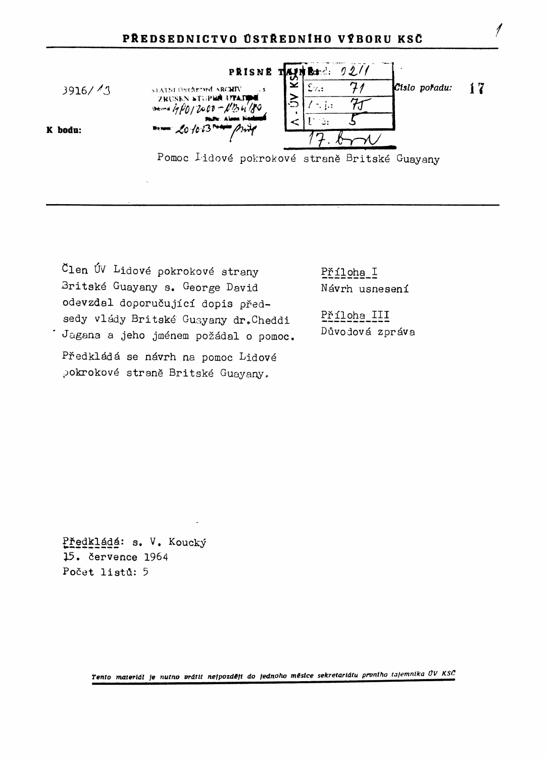# PŘEDSEDNICTVO ÚSTŘEDNÍHO VÝBORU KSČ

3916/43

**PŘÍSNĚ TAJNÉ**

STÁTNÍ ÚSTŘEDNÍ ARCHIV
ZRUŠEN STUPEŇ UTAJENÍ
Oprávněn: 1P01/2020-NB4/80
PhDr. Alena Nosková
Datum: 20.10.23 Podpis:

A. ÚV KSČ
Fond: 02/1
Sv.: 71
A. j.: 75
Bod: 5
17. bod

*Číslo pořadu:* **17**

**K bodu:**

Pomoc Lidové pokrokové straně Britské Guayany

---

Člen ÚV Lidové pokrokové strany Britské Guayany s. George David odevzdal doporučující dopis předsedy vlády Britské Guayany dr. Cheddi Jagana a jeho jménem požádal o pomoc.

Předkládá se návrh na pomoc Lidové pokrokové straně Britské Guayany.

Příloha I
Návrh usnesení

Příloha III
Důvodová zpráva

Předkládá: s. V. Koucký
15. července 1964
Počet listů: 5

*Tento materiál je nutno vrátit nejpozději do jednoho měsíce sekretariátu prvního tajemníka ÚV KSČ*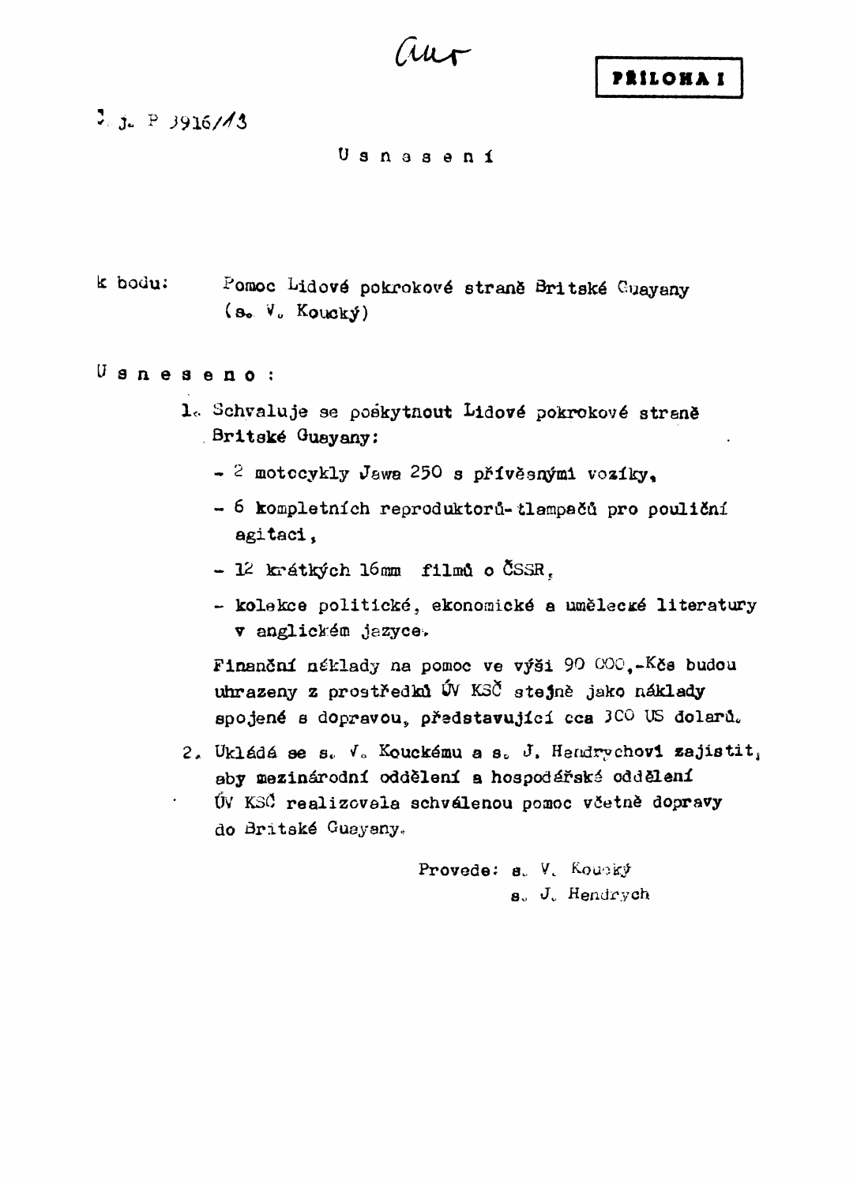aur

**PŘÍLOHA I**

Č. j. P 3916/13

Usnesení

k bodu: Pomoc Lidové pokrokové straně Britské Guayany
(s. V. Koucký)

**Usneseno:**

1. Schvaluje se poskytnout Lidové pokrokové straně Britské Guayany:

   - 2 motocykly Jawa 250 s přívěsnými vozíky,
   - 6 kompletních reproduktorů-tlampačů pro pouliční agitaci,
   - 12 krátkých 16mm filmů o ČSSR,
   - kolekce politické, ekonomické a umělecké literatury v anglickém jazyce.

   Finanční náklady na pomoc ve výši 90 000,-Kčs budou uhrazeny z prostředků ÚV KSČ stejně jako náklady spojené s dopravou, představující cca 300 US dolarů.

2. Ukládá se s. V. Kouckému a s. J. Hendrychovi zajistit, aby mezinárodní oddělení a hospodářské oddělení ÚV KSČ realizovala schválenou pomoc včetně dopravy do Britské Guayany.

Provede: s. V. Koucký
s. J. Hendrych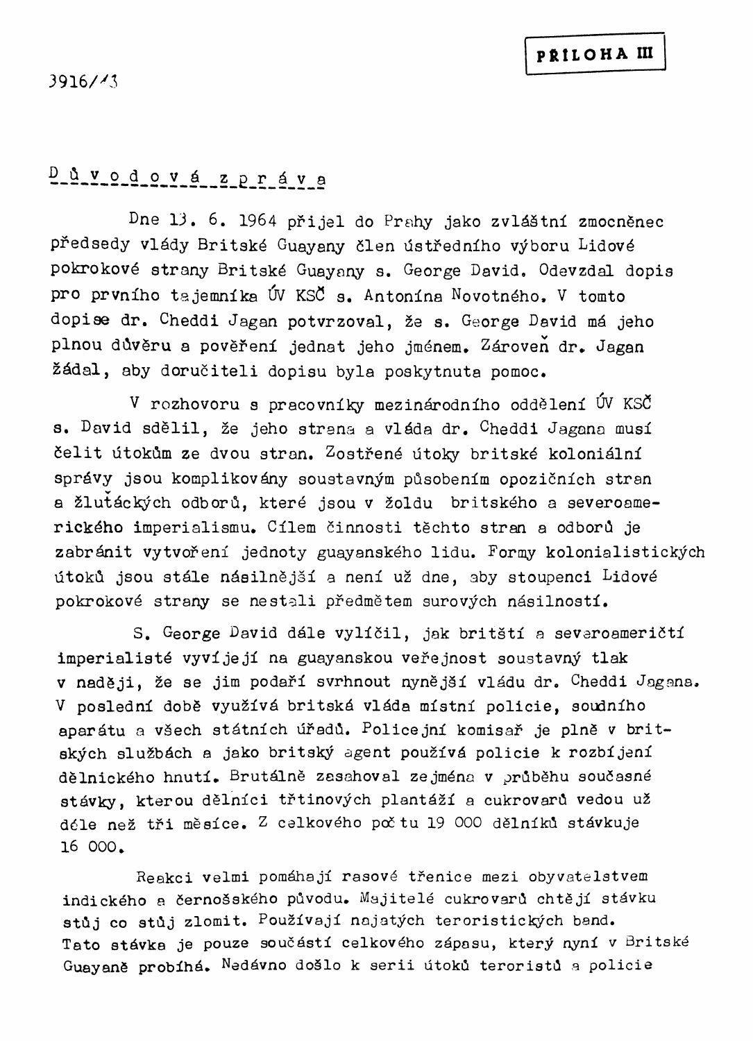3916/13

**PŘÍLOHA III**

## Důvodová zpráva

Dne 13. 6. 1964 přijel do Prahy jako zvláštní zmocněnec předsedy vlády Britské Guayany člen ústředního výboru Lidové pokrokové strany Britské Guayany s. George David. Odevzdal dopis pro prvního tajemníka ÚV KSČ s. Antonína Novotného. V tomto dopise dr. Cheddi Jagan potvrzoval, že s. George David má jeho plnou důvěru a pověření jednat jeho jménem. Zároveň dr. Jagan žádal, aby doručiteli dopisu byla poskytnuta pomoc.

V rozhovoru s pracovníky mezinárodního oddělení ÚV KSČ s. David sdělil, že jeho strana a vláda dr. Cheddi Jagana musí čelit útokům ze dvou stran. Zostřené útoky britské koloniální správy jsou komplikovány soustavným působením opozičních stran a žluťáckých odborů, které jsou v žoldu britského a severoamerického imperialismu. Cílem činnosti těchto stran a odborů je zabránit vytvoření jednoty guayanského lidu. Formy kolonialistických útoků jsou stále násilnější a není už dne, aby stoupenci Lidové pokrokové strany se nestali předmětem surových násilností.

S. George David dále vylíčil, jak britští a severoameričtí imperialisté vyvíjejí na guayanskou veřejnost soustavný tlak v naději, že se jim podaří svrhnout nynější vládu dr. Cheddi Jagana. V poslední době využívá britská vláda místní policie, soudního aparátu a všech státních úřadů. Policejní komisař je plně v britských službách a jako britský agent používá policie k rozbíjení dělnického hnutí. Brutálně zasahoval zejména v průběhu současné stávky, kterou dělníci třtinových plantáží a cukrovarů vedou už déle než tři měsíce. Z celkového počtu 19 000 dělníků stávkuje 16 000.

Reakci velmi pomáhají rasové třenice mezi obyvatelstvem indického a černošského původu. Majitelé cukrovarů chtějí stávku stůj co stůj zlomit. Používají najatých teroristických band. Tato stávka je pouze součástí celkového zápasu, který nyní v Britské Guayaně probíhá. Nedávno došlo k serii útoků teroristů a policie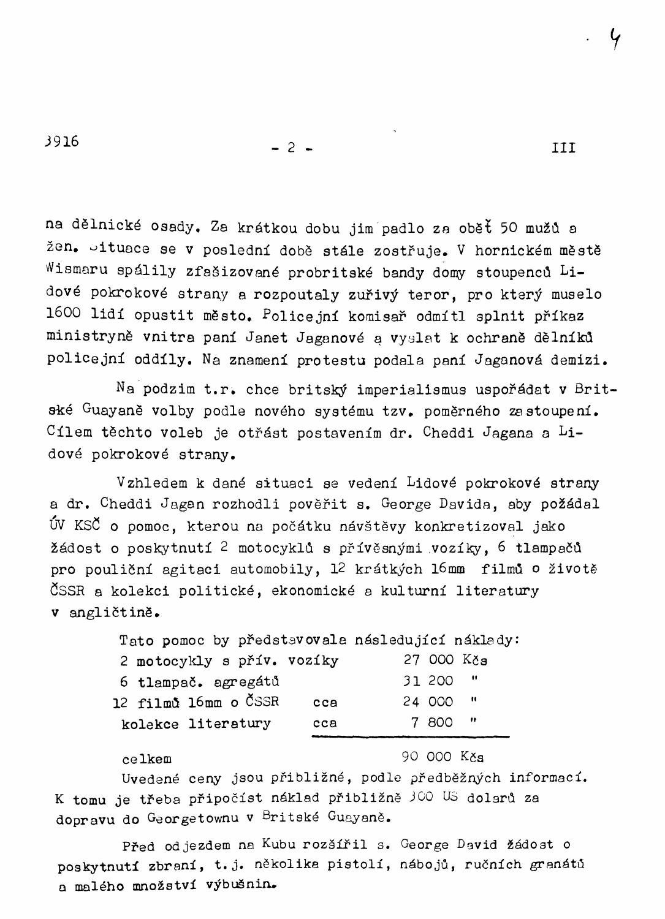na dělnické osady. Za krátkou dobu jim padlo za oběť 50 mužů a žen. Situace se v poslední době stále zostřuje. V hornickém městě Wismaru spálily zfašizované probritské bandy domy stoupenců Lidové pokrokové strany a rozpoutaly zuřivý teror, pro který muselo 1600 lidí opustit město. Policejní komisař odmítl splnit příkaz ministryně vnitra paní Janet Jaganové a vyslat k ochraně dělníků policejní oddíly. Na znamení protestu podala paní Jaganová demizi.

Na podzim t.r. chce britský imperialismus uspořádat v Britské Guayaně volby podle nového systému tzv. poměrného zastoupení. Cílem těchto voleb je otřást postavením dr. Cheddi Jagana a Lidové pokrokové strany.

Vzhledem k dané situaci se vedení Lidové pokrokové strany a dr. Cheddi Jagan rozhodli pověřit s. George Davida, aby požádal ÚV KSČ o pomoc, kterou na počátku návštěvy konkretizoval jako žádost o poskytnutí 2 motocyklů s přívěsnými vozíky, 6 tlampačů pro pouliční agitaci automobily, 12 krátkých 16mm filmů o životě ČSSR a kolekci politické, ekonomické a kulturní literatury v angličtině.

Tato pomoc by představovala následující náklady:

| | | |
|---|---|---|
| 2 motocykly s přív. vozíky | | 27 000 Kčs |
| 6 tlampač. agregátů | | 31 200 " |
| 12 filmů 16mm o ČSSR | cca | 24 000 " |
| kolekce literatury | cca | 7 800 " |
| celkem | | 90 000 Kčs |

Uvedené ceny jsou přibližné, podle předběžných informací. K tomu je třeba připočíst náklad přibližně 300 US dolarů za dopravu do Georgetownu v Britské Guayaně.

Před odjezdem na Kubu rozšířil s. George David žádost o poskytnutí zbraní, t.j. několika pistolí, nábojů, ručních granátů a malého množství výbušnin.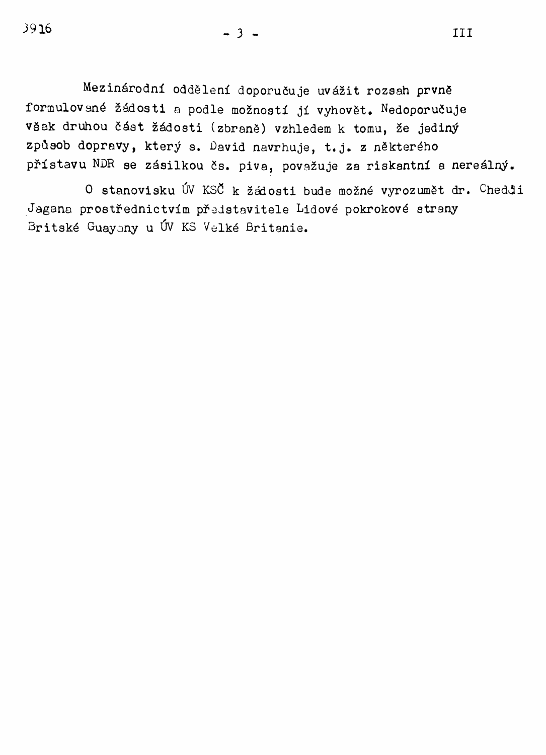Mezinárodní oddělení doporučuje uvážit rozsah prvně formulované žádosti a podle možností jí vyhovět. Nedoporučuje však druhou část žádosti (zbraně) vzhledem k tomu, že jediný způsob dopravy, který s. David navrhuje, t.j. z některého přístavu NDR se zásilkou čs. piva, považuje za riskantní a nereálný.

O stanovisku ÚV KSČ k žádosti bude možné vyrozumět dr. Chedďi Jagana prostřednictvím představitele Lidové pokrokové strany Britské Guayany u ÚV KS Velké Britanie.